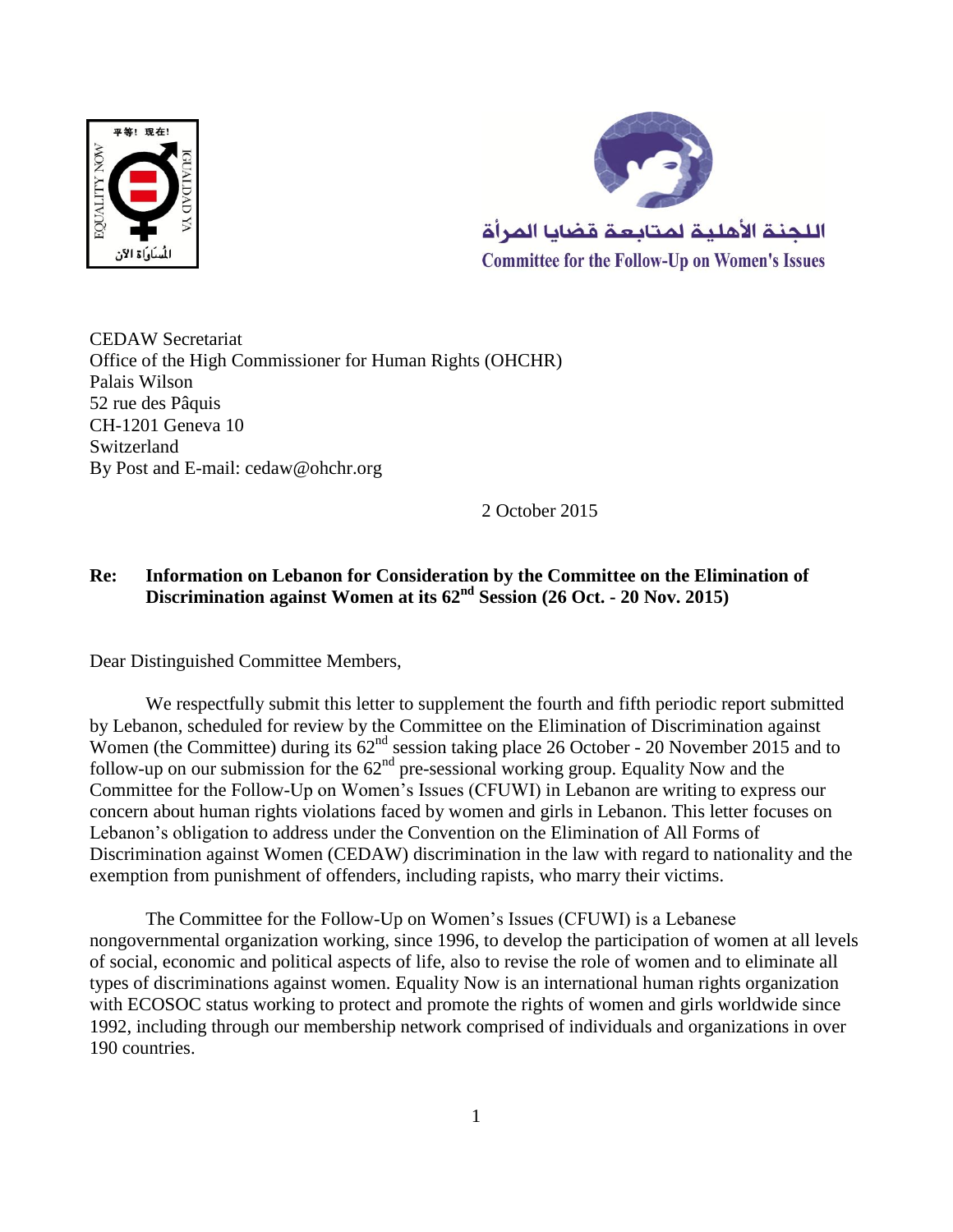CEDAW Secretariat
Office of the High Commissioner for Human Rights (OHCHR)
Palais Wilson
52 rue des Pâquis
CH-1201 Geneva 10
Switzerland
By Post and E-mail: cedaw@ohchr.org

2 October 2015

**Re: Information on Lebanon for Consideration by the Committee on the Elimination of Discrimination against Women at its 62nd Session (26 Oct. - 20 Nov. 2015)**

Dear Distinguished Committee Members,

We respectfully submit this letter to supplement the fourth and fifth periodic report submitted by Lebanon, scheduled for review by the Committee on the Elimination of Discrimination against Women (the Committee) during its 62nd session taking place 26 October - 20 November 2015 and to follow-up on our submission for the 62nd pre-sessional working group. Equality Now and the Committee for the Follow-Up on Women's Issues (CFUWI) in Lebanon are writing to express our concern about human rights violations faced by women and girls in Lebanon. This letter focuses on Lebanon's obligation to address under the Convention on the Elimination of All Forms of Discrimination against Women (CEDAW) discrimination in the law with regard to nationality and the exemption from punishment of offenders, including rapists, who marry their victims.

The Committee for the Follow-Up on Women's Issues (CFUWI) is a Lebanese nongovernmental organization working, since 1996, to develop the participation of women at all levels of social, economic and political aspects of life, also to revise the role of women and to eliminate all types of discriminations against women. Equality Now is an international human rights organization with ECOSOC status working to protect and promote the rights of women and girls worldwide since 1992, including through our membership network comprised of individuals and organizations in over 190 countries.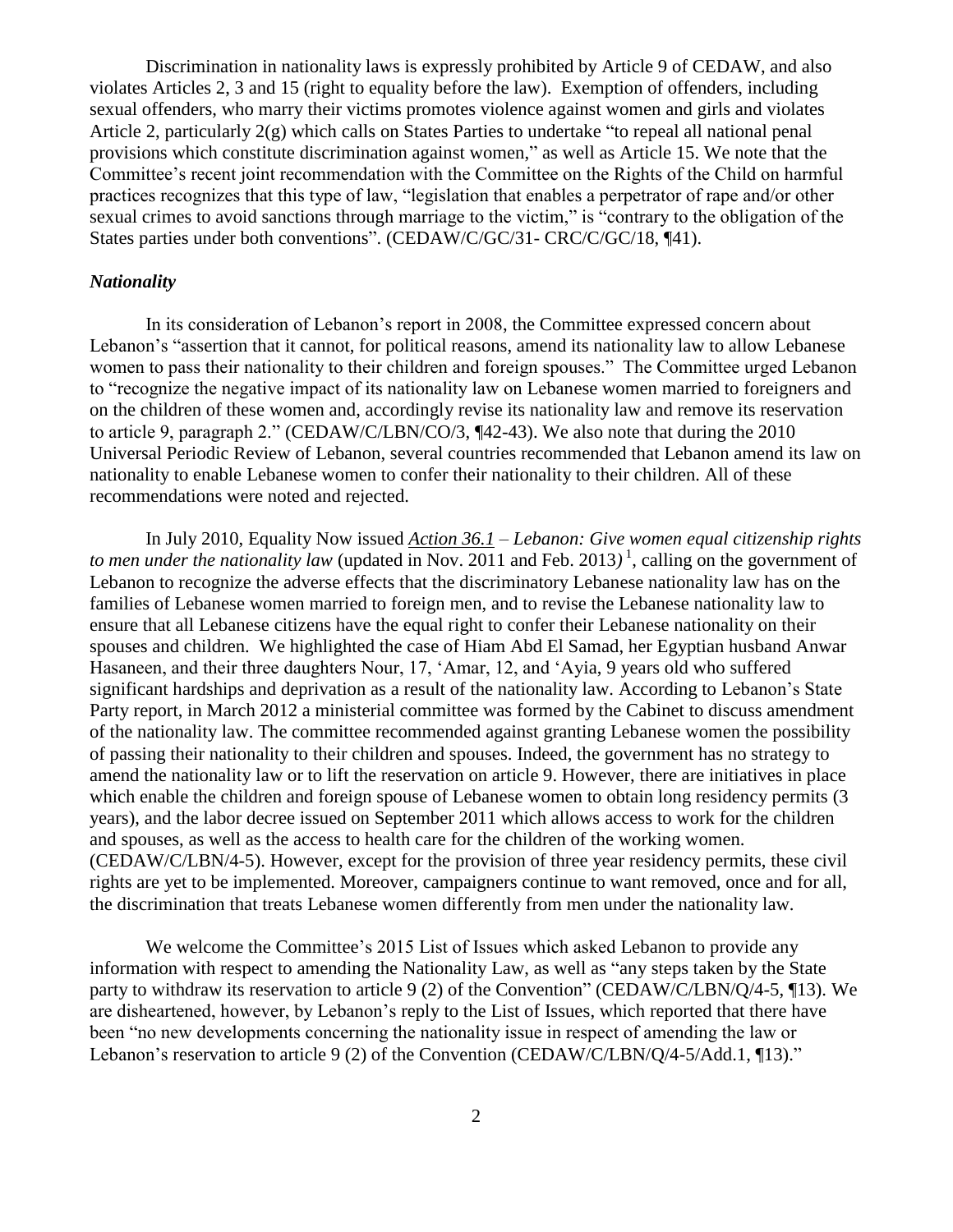Discrimination in nationality laws is expressly prohibited by Article 9 of CEDAW, and also violates Articles 2, 3 and 15 (right to equality before the law). Exemption of offenders, including sexual offenders, who marry their victims promotes violence against women and girls and violates Article 2, particularly 2(g) which calls on States Parties to undertake "to repeal all national penal provisions which constitute discrimination against women," as well as Article 15. We note that the Committee's recent joint recommendation with the Committee on the Rights of the Child on harmful practices recognizes that this type of law, "legislation that enables a perpetrator of rape and/or other sexual crimes to avoid sanctions through marriage to the victim," is "contrary to the obligation of the States parties under both conventions". (CEDAW/C/GC/31- CRC/C/GC/18, ¶41).

### *Nationality*

In its consideration of Lebanon's report in 2008, the Committee expressed concern about Lebanon's "assertion that it cannot, for political reasons, amend its nationality law to allow Lebanese women to pass their nationality to their children and foreign spouses." The Committee urged Lebanon to "recognize the negative impact of its nationality law on Lebanese women married to foreigners and on the children of these women and, accordingly revise its nationality law and remove its reservation to article 9, paragraph 2." (CEDAW/C/LBN/CO/3, ¶42-43). We also note that during the 2010 Universal Periodic Review of Lebanon, several countries recommended that Lebanon amend its law on nationality to enable Lebanese women to confer their nationality to their children. All of these recommendations were noted and rejected.

In July 2010, Equality Now issued ***Action 36.1*** *– Lebanon: Give women equal citizenship rights to men under the nationality law* (updated in Nov. 2011 and Feb. 2013)[1], calling on the government of Lebanon to recognize the adverse effects that the discriminatory Lebanese nationality law has on the families of Lebanese women married to foreign men, and to revise the Lebanese nationality law to ensure that all Lebanese citizens have the equal right to confer their Lebanese nationality on their spouses and children. We highlighted the case of Hiam Abd El Samad, her Egyptian husband Anwar Hasaneen, and their three daughters Nour, 17, 'Amar, 12, and 'Ayia, 9 years old who suffered significant hardships and deprivation as a result of the nationality law. According to Lebanon's State Party report, in March 2012 a ministerial committee was formed by the Cabinet to discuss amendment of the nationality law. The committee recommended against granting Lebanese women the possibility of passing their nationality to their children and spouses. Indeed, the government has no strategy to amend the nationality law or to lift the reservation on article 9. However, there are initiatives in place which enable the children and foreign spouse of Lebanese women to obtain long residency permits (3 years), and the labor decree issued on September 2011 which allows access to work for the children and spouses, as well as the access to health care for the children of the working women. (CEDAW/C/LBN/4-5). However, except for the provision of three year residency permits, these civil rights are yet to be implemented. Moreover, campaigners continue to want removed, once and for all, the discrimination that treats Lebanese women differently from men under the nationality law.

We welcome the Committee's 2015 List of Issues which asked Lebanon to provide any information with respect to amending the Nationality Law, as well as "any steps taken by the State party to withdraw its reservation to article 9 (2) of the Convention" (CEDAW/C/LBN/Q/4-5, ¶13). We are disheartened, however, by Lebanon's reply to the List of Issues, which reported that there have been "no new developments concerning the nationality issue in respect of amending the law or Lebanon's reservation to article 9 (2) of the Convention (CEDAW/C/LBN/Q/4-5/Add.1, ¶13)."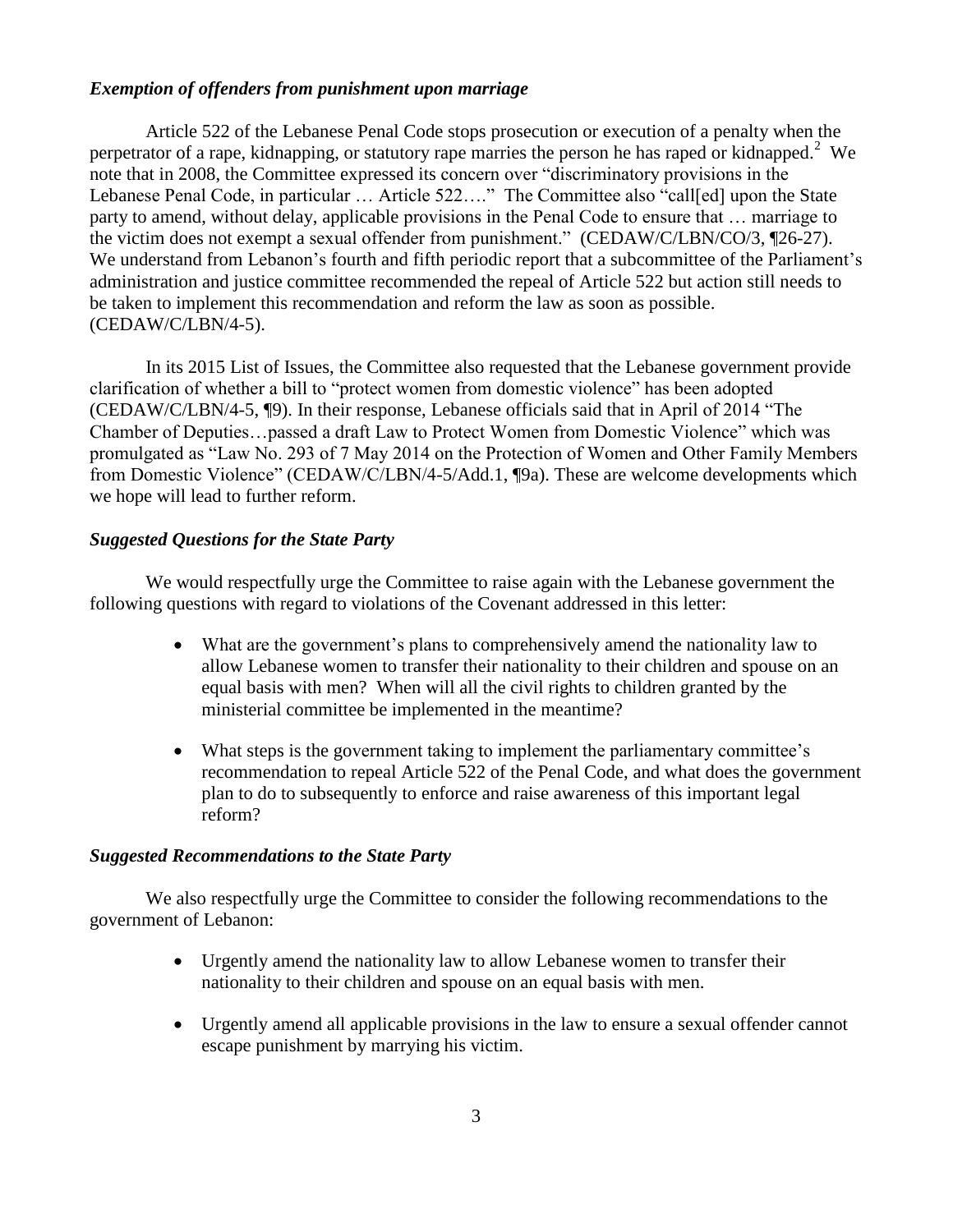### *Exemption of offenders from punishment upon marriage*

Article 522 of the Lebanese Penal Code stops prosecution or execution of a penalty when the perpetrator of a rape, kidnapping, or statutory rape marries the person he has raped or kidnapped.[2] We note that in 2008, the Committee expressed its concern over "discriminatory provisions in the Lebanese Penal Code, in particular … Article 522…." The Committee also "call[ed] upon the State party to amend, without delay, applicable provisions in the Penal Code to ensure that … marriage to the victim does not exempt a sexual offender from punishment." (CEDAW/C/LBN/CO/3, ¶26-27). We understand from Lebanon's fourth and fifth periodic report that a subcommittee of the Parliament's administration and justice committee recommended the repeal of Article 522 but action still needs to be taken to implement this recommendation and reform the law as soon as possible. (CEDAW/C/LBN/4-5).

In its 2015 List of Issues, the Committee also requested that the Lebanese government provide clarification of whether a bill to "protect women from domestic violence" has been adopted (CEDAW/C/LBN/4-5, ¶9). In their response, Lebanese officials said that in April of 2014 "The Chamber of Deputies…passed a draft Law to Protect Women from Domestic Violence" which was promulgated as "Law No. 293 of 7 May 2014 on the Protection of Women and Other Family Members from Domestic Violence" (CEDAW/C/LBN/4-5/Add.1, ¶9a). These are welcome developments which we hope will lead to further reform.

### *Suggested Questions for the State Party*

We would respectfully urge the Committee to raise again with the Lebanese government the following questions with regard to violations of the Covenant addressed in this letter:

- What are the government's plans to comprehensively amend the nationality law to allow Lebanese women to transfer their nationality to their children and spouse on an equal basis with men? When will all the civil rights to children granted by the ministerial committee be implemented in the meantime?

- What steps is the government taking to implement the parliamentary committee's recommendation to repeal Article 522 of the Penal Code, and what does the government plan to do to subsequently to enforce and raise awareness of this important legal reform?

### *Suggested Recommendations to the State Party*

We also respectfully urge the Committee to consider the following recommendations to the government of Lebanon:

- Urgently amend the nationality law to allow Lebanese women to transfer their nationality to their children and spouse on an equal basis with men.

- Urgently amend all applicable provisions in the law to ensure a sexual offender cannot escape punishment by marrying his victim.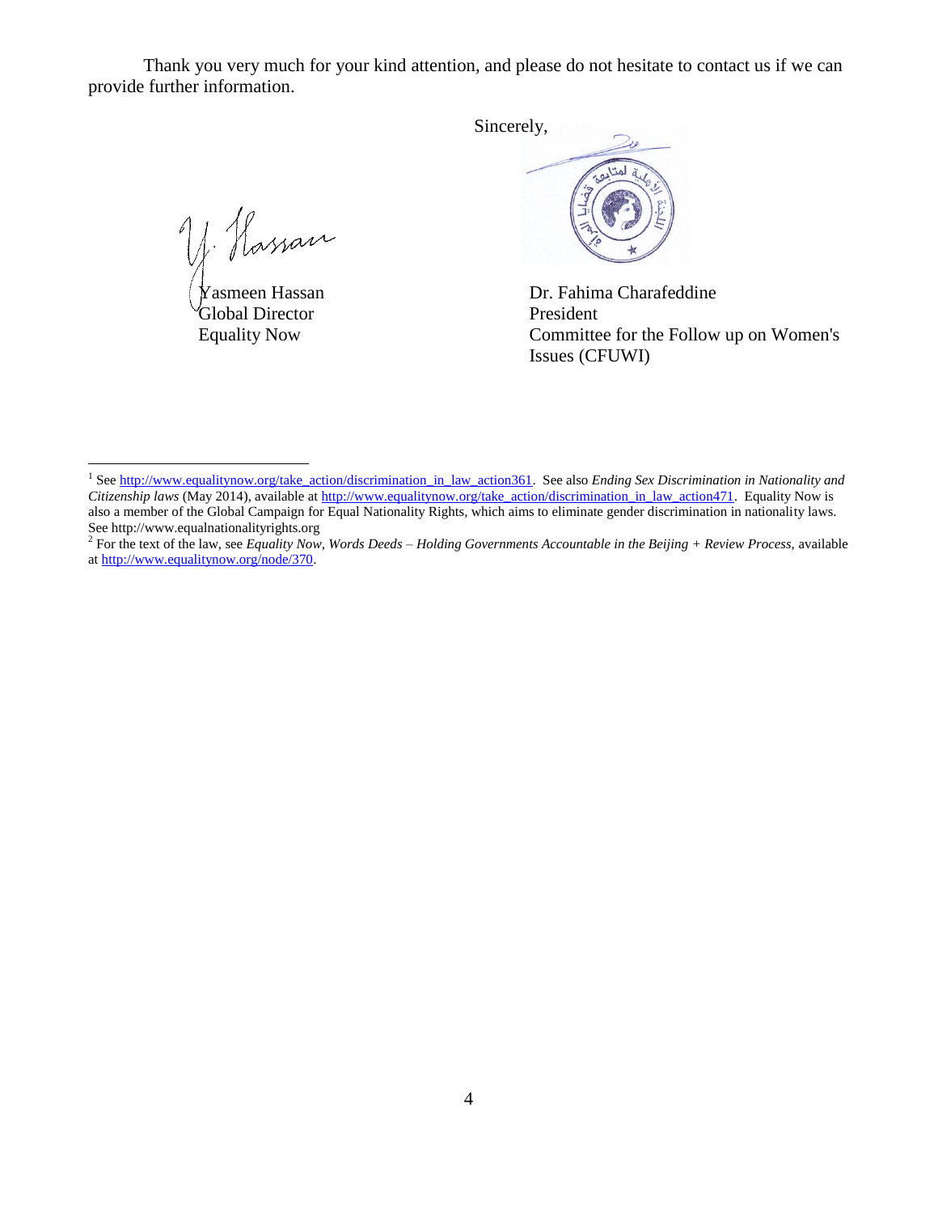Thank you very much for your kind attention, and please do not hesitate to contact us if we can provide further information.

Sincerely,

Yasmeen Hassan
Global Director
Equality Now

Dr. Fahima Charafeddine
President
Committee for the Follow up on Women's Issues (CFUWI)

---

[1] See http://www.equalitynow.org/take_action/discrimination_in_law_action361. See also *Ending Sex Discrimination in Nationality and Citizenship laws* (May 2014), available at http://www.equalitynow.org/take_action/discrimination_in_law_action471. Equality Now is also a member of the Global Campaign for Equal Nationality Rights, which aims to eliminate gender discrimination in nationality laws. See http://www.equalnationalityrights.org

[2] For the text of the law, see *Equality Now, Words Deeds – Holding Governments Accountable in the Beijing + Review Process,* available at http://www.equalitynow.org/node/370.